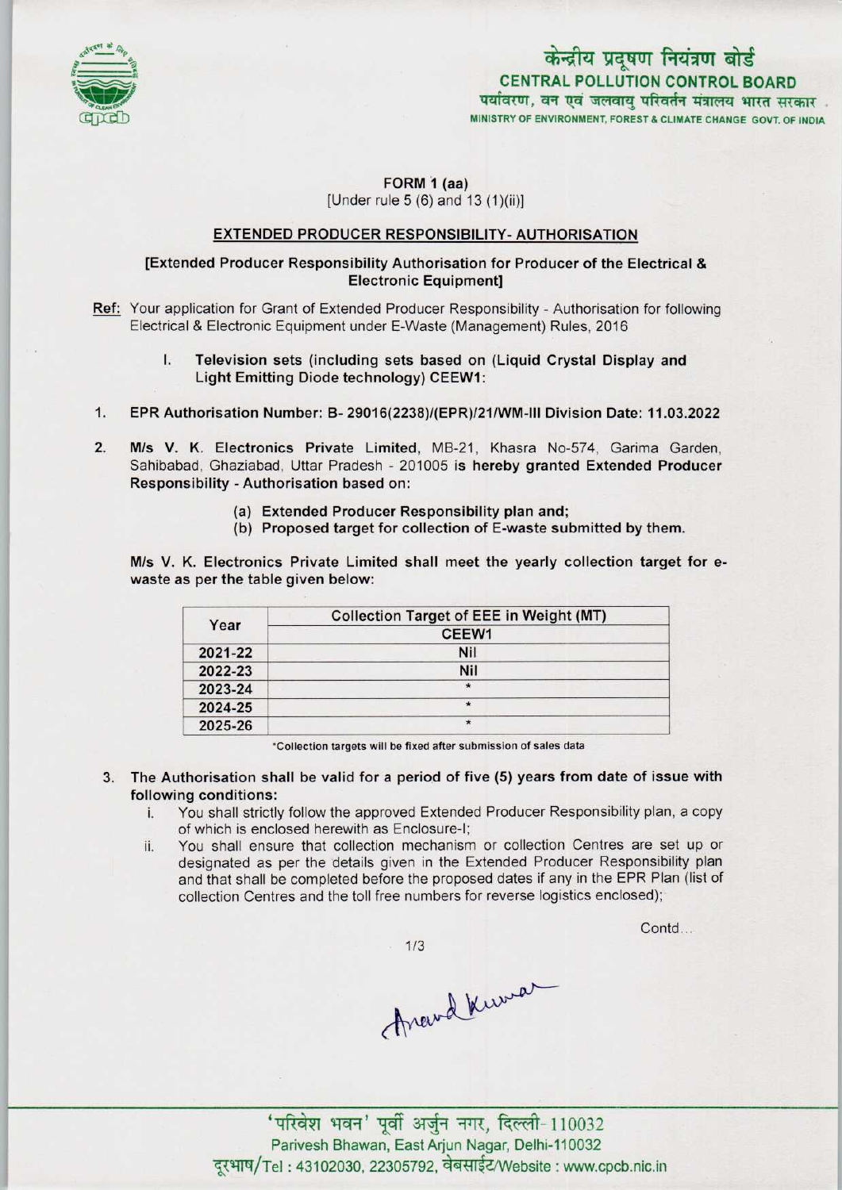केन्द्रीय प्रदूषण नियंत्रण बोर्ड
CENTRAL POLLUTION CONTROL BOARD
पर्यावरण, वन एवं जलवायु परिवर्तन मंत्रालय भारत सरकार
MINISTRY OF ENVIRONMENT, FOREST & CLIMATE CHANGE GOVT. OF INDIA

**FORM 1 (aa)**
[Under rule 5 (6) and 13 (1)(ii)]

**EXTENDED PRODUCER RESPONSIBILITY- AUTHORISATION**

**[Extended Producer Responsibility Authorisation for Producer of the Electrical & Electronic Equipment]**

**Ref:** Your application for Grant of Extended Producer Responsibility - Authorisation for following Electrical & Electronic Equipment under E-Waste (Management) Rules, 2016

I. **Television sets (including sets based on (Liquid Crystal Display and Light Emitting Diode technology) CEEW1:**

1. **EPR Authorisation Number: B- 29016(2238)/(EPR)/21/WM-III Division Date: 11.03.2022**

2. **M/s V. K. Electronics Private Limited,** MB-21, Khasra No-574, Garima Garden, Sahibabad, Ghaziabad, Uttar Pradesh - 201005 is **hereby granted Extended Producer Responsibility - Authorisation based on:**

   (a) **Extended Producer Responsibility plan and;**
   (b) **Proposed target for collection of E-waste submitted by them.**

**M/s V. K. Electronics Private Limited shall meet the yearly collection target for e-waste as per the table given below:**

| Year | Collection Target of EEE in Weight (MT) |
|---|---|
| | CEEW1 |
| 2021-22 | Nil |
| 2022-23 | Nil |
| 2023-24 | * |
| 2024-25 | * |
| 2025-26 | * |

*Collection targets will be fixed after submission of sales data

3. **The Authorisation shall be valid for a period of five (5) years from date of issue with following conditions:**
   i. You shall strictly follow the approved Extended Producer Responsibility plan, a copy of which is enclosed herewith as Enclosure-I;
   ii. You shall ensure that collection mechanism or collection Centres are set up or designated as per the details given in the Extended Producer Responsibility plan and that shall be completed before the proposed dates if any in the EPR Plan (list of collection Centres and the toll free numbers for reverse logistics enclosed);

Contd...

Anand Kumar

'परिवेश भवन' पूर्वी अर्जुन नगर, दिल्ली-110032
Parivesh Bhawan, East Arjun Nagar, Delhi-110032
दूरभाष/Tel : 43102030, 22305792, वेबसाईट/Website : www.cpcb.nic.in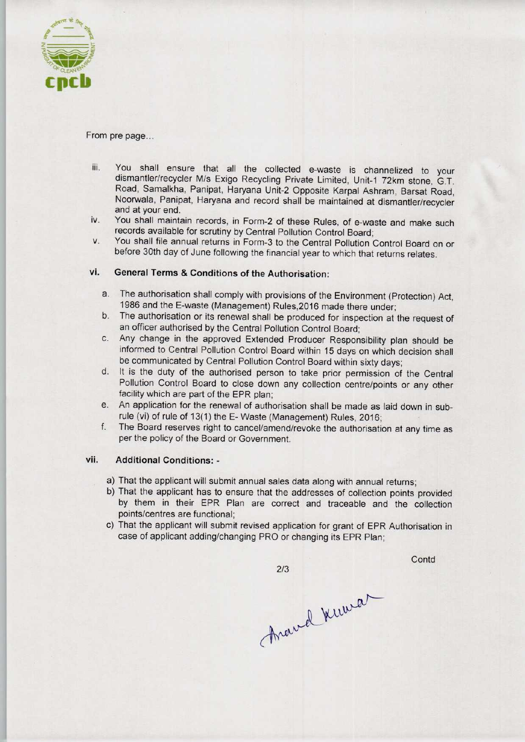From pre page...

iii. You shall ensure that all the collected e-waste is channelized to your dismantler/recycler M/s Exigo Recycling Private Limited, Unit-1 72km stone, G.T. Road, Samalkha, Panipat, Haryana Unit-2 Opposite Karpal Ashram, Barsat Road, Noorwala, Panipat, Haryana and record shall be maintained at dismantler/recycler and at your end.

iv. You shall maintain records, in Form-2 of these Rules, of e-waste and make such records available for scrutiny by Central Pollution Control Board;

v. You shall file annual returns in Form-3 to the Central Pollution Control Board on or before 30th day of June following the financial year to which that returns relates.

## vi. General Terms & Conditions of the Authorisation:

a. The authorisation shall comply with provisions of the Environment (Protection) Act, 1986 and the E-waste (Management) Rules,2016 made there under;

b. The authorisation or its renewal shall be produced for inspection at the request of an officer authorised by the Central Pollution Control Board;

c. Any change in the approved Extended Producer Responsibility plan should be informed to Central Pollution Control Board within 15 days on which decision shall be communicated by Central Pollution Control Board within sixty days;

d. It is the duty of the authorised person to take prior permission of the Central Pollution Control Board to close down any collection centre/points or any other facility which are part of the EPR plan;

e. An application for the renewal of authorisation shall be made as laid down in sub-rule (vi) of rule of 13(1) the E- Waste (Management) Rules, 2016;

f. The Board reserves right to cancel/amend/revoke the authorisation at any time as per the policy of the Board or Government.

## vii. Additional Conditions: -

a) That the applicant will submit annual sales data along with annual returns;

b) That the applicant has to ensure that the addresses of collection points provided by them in their EPR Plan are correct and traceable and the collection points/centres are functional;

c) That the applicant will submit revised application for grant of EPR Authorisation in case of applicant adding/changing PRO or changing its EPR Plan;

Contd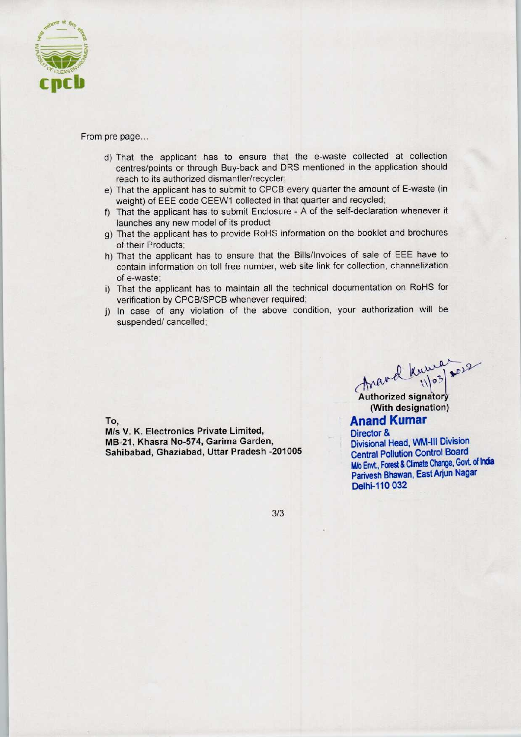From pre page...

d) That the applicant has to ensure that the e-waste collected at collection centres/points or through Buy-back and DRS mentioned in the application should reach to its authorized dismantler/recycler;
e) That the applicant has to submit to CPCB every quarter the amount of E-waste (in weight) of EEE code CEEW1 collected in that quarter and recycled;
f) That the applicant has to submit Enclosure - A of the self-declaration whenever it launches any new model of its product
g) That the applicant has to provide RoHS information on the booklet and brochures of their Products;
h) That the applicant has to ensure that the Bills/Invoices of sale of EEE have to contain information on toll free number, web site link for collection, channelization of e-waste;
i) That the applicant has to maintain all the technical documentation on RoHS for verification by CPCB/SPCB whenever required;
j) In case of any violation of the above condition, your authorization will be suspended/ cancelled;

Anand Kumar 11/03/2022

Authorized signatory
(With designation)

**Anand Kumar**
Director &
Divisional Head, WM-III Division
Central Pollution Control Board
M/o Envt., Forest & Climate Change, Govt. of India
Parivesh Bhawan, East Arjun Nagar
Delhi-110 032

To,
**M/s V. K. Electronics Private Limited,**
**MB-21, Khasra No-574, Garima Garden,**
**Sahibabad, Ghaziabad, Uttar Pradesh -201005**